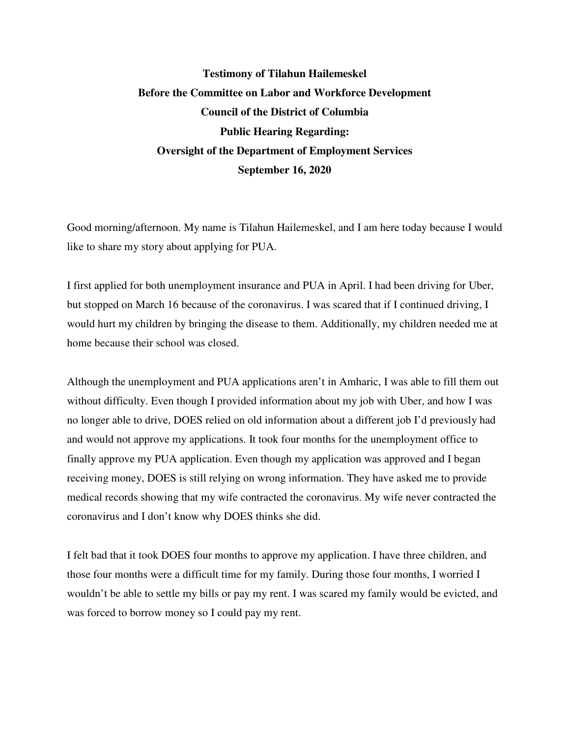**Testimony of Tilahun Hailemeskel**
**Before the Committee on Labor and Workforce Development**
**Council of the District of Columbia**
**Public Hearing Regarding:**
**Oversight of the Department of Employment Services**
**September 16, 2020**

Good morning/afternoon. My name is Tilahun Hailemeskel, and I am here today because I would like to share my story about applying for PUA.

I first applied for both unemployment insurance and PUA in April. I had been driving for Uber, but stopped on March 16 because of the coronavirus. I was scared that if I continued driving, I would hurt my children by bringing the disease to them. Additionally, my children needed me at home because their school was closed.

Although the unemployment and PUA applications aren't in Amharic, I was able to fill them out without difficulty. Even though I provided information about my job with Uber, and how I was no longer able to drive, DOES relied on old information about a different job I'd previously had and would not approve my applications. It took four months for the unemployment office to finally approve my PUA application. Even though my application was approved and I began receiving money, DOES is still relying on wrong information. They have asked me to provide medical records showing that my wife contracted the coronavirus. My wife never contracted the coronavirus and I don't know why DOES thinks she did.

I felt bad that it took DOES four months to approve my application. I have three children, and those four months were a difficult time for my family. During those four months, I worried I wouldn't be able to settle my bills or pay my rent. I was scared my family would be evicted, and was forced to borrow money so I could pay my rent.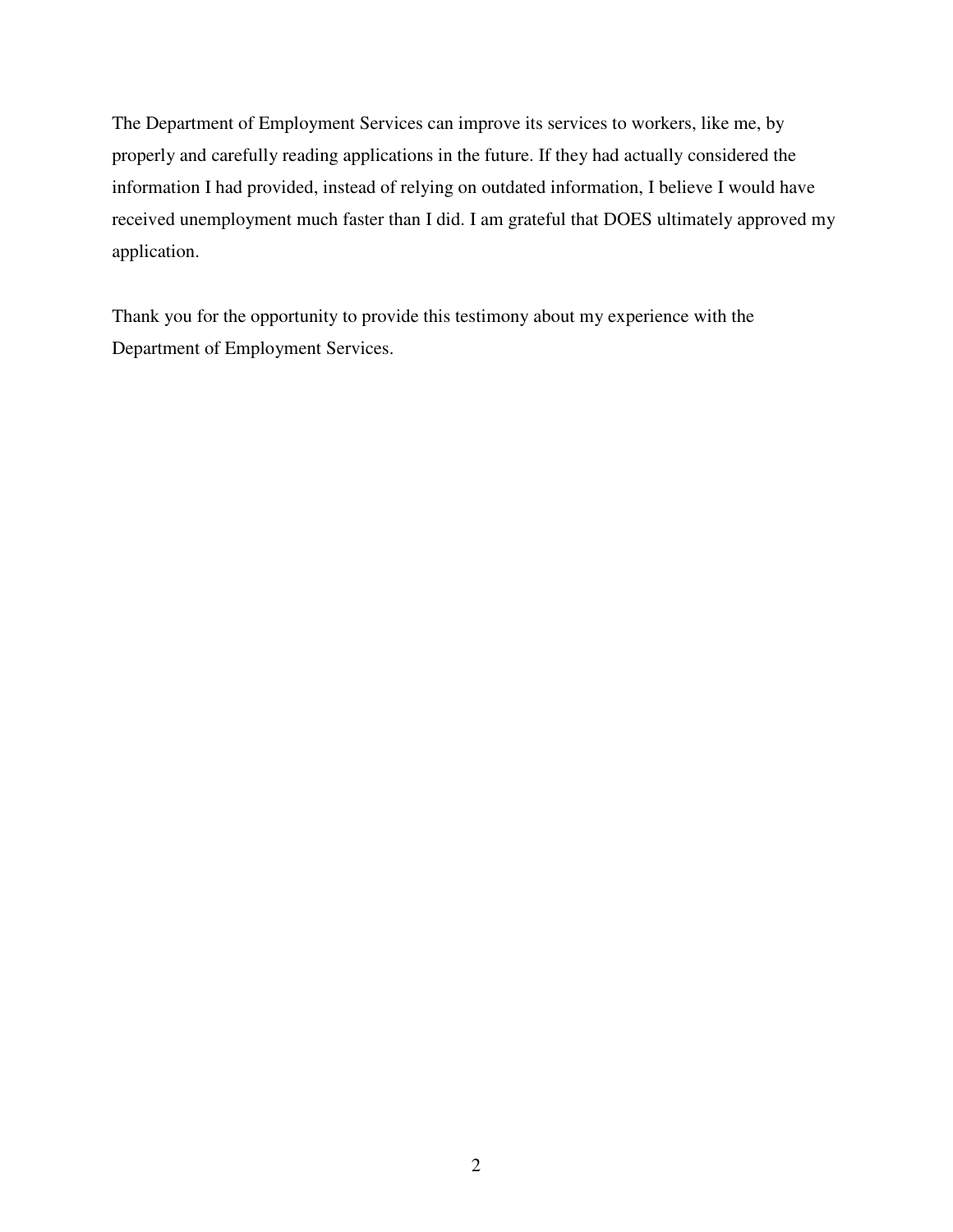The Department of Employment Services can improve its services to workers, like me, by properly and carefully reading applications in the future. If they had actually considered the information I had provided, instead of relying on outdated information, I believe I would have received unemployment much faster than I did. I am grateful that DOES ultimately approved my application.

Thank you for the opportunity to provide this testimony about my experience with the Department of Employment Services.